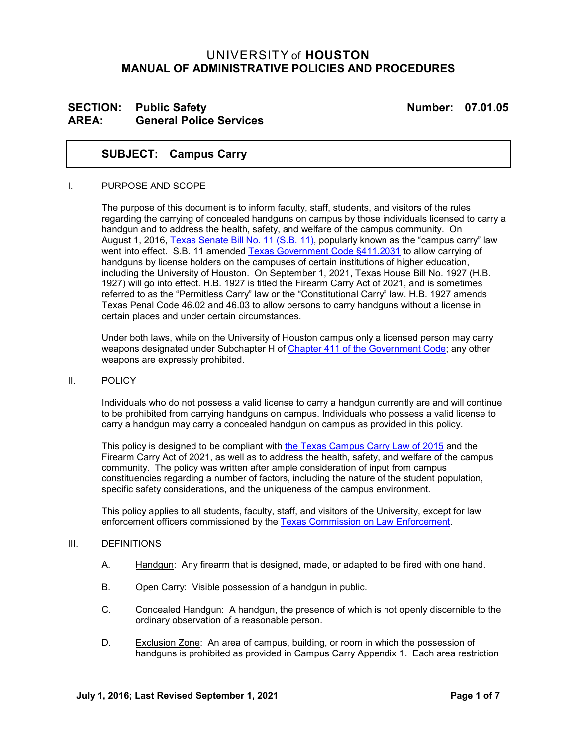# UNIVERSITY of **HOUSTON**
## MANUAL OF ADMINISTRATIVE POLICIES AND PROCEDURES

**SECTION:** **Public Safety** **Number: 07.01.05**
**AREA:** **General Police Services**

### SUBJECT: Campus Carry

I. PURPOSE AND SCOPE

The purpose of this document is to inform faculty, staff, students, and visitors of the rules regarding the carrying of concealed handguns on campus by those individuals licensed to carry a handgun and to address the health, safety, and welfare of the campus community. On August 1, 2016, Texas Senate Bill No. 11 (S.B. 11), popularly known as the "campus carry" law went into effect. S.B. 11 amended Texas Government Code §411.2031 to allow carrying of handguns by license holders on the campuses of certain institutions of higher education, including the University of Houston. On September 1, 2021, Texas House Bill No. 1927 (H.B. 1927) will go into effect. H.B. 1927 is titled the Firearm Carry Act of 2021, and is sometimes referred to as the "Permitless Carry" law or the "Constitutional Carry" law. H.B. 1927 amends Texas Penal Code 46.02 and 46.03 to allow persons to carry handguns without a license in certain places and under certain circumstances.

Under both laws, while on the University of Houston campus only a licensed person may carry weapons designated under Subchapter H of Chapter 411 of the Government Code; any other weapons are expressly prohibited.

II. POLICY

Individuals who do not possess a valid license to carry a handgun currently are and will continue to be prohibited from carrying handguns on campus. Individuals who possess a valid license to carry a handgun may carry a concealed handgun on campus as provided in this policy.

This policy is designed to be compliant with the Texas Campus Carry Law of 2015 and the Firearm Carry Act of 2021, as well as to address the health, safety, and welfare of the campus community. The policy was written after ample consideration of input from campus constituencies regarding a number of factors, including the nature of the student population, specific safety considerations, and the uniqueness of the campus environment.

This policy applies to all students, faculty, staff, and visitors of the University, except for law enforcement officers commissioned by the Texas Commission on Law Enforcement.

III. DEFINITIONS

A. Handgun: Any firearm that is designed, made, or adapted to be fired with one hand.

B. Open Carry: Visible possession of a handgun in public.

C. Concealed Handgun: A handgun, the presence of which is not openly discernible to the ordinary observation of a reasonable person.

D. Exclusion Zone: An area of campus, building, or room in which the possession of handguns is prohibited as provided in Campus Carry Appendix 1. Each area restriction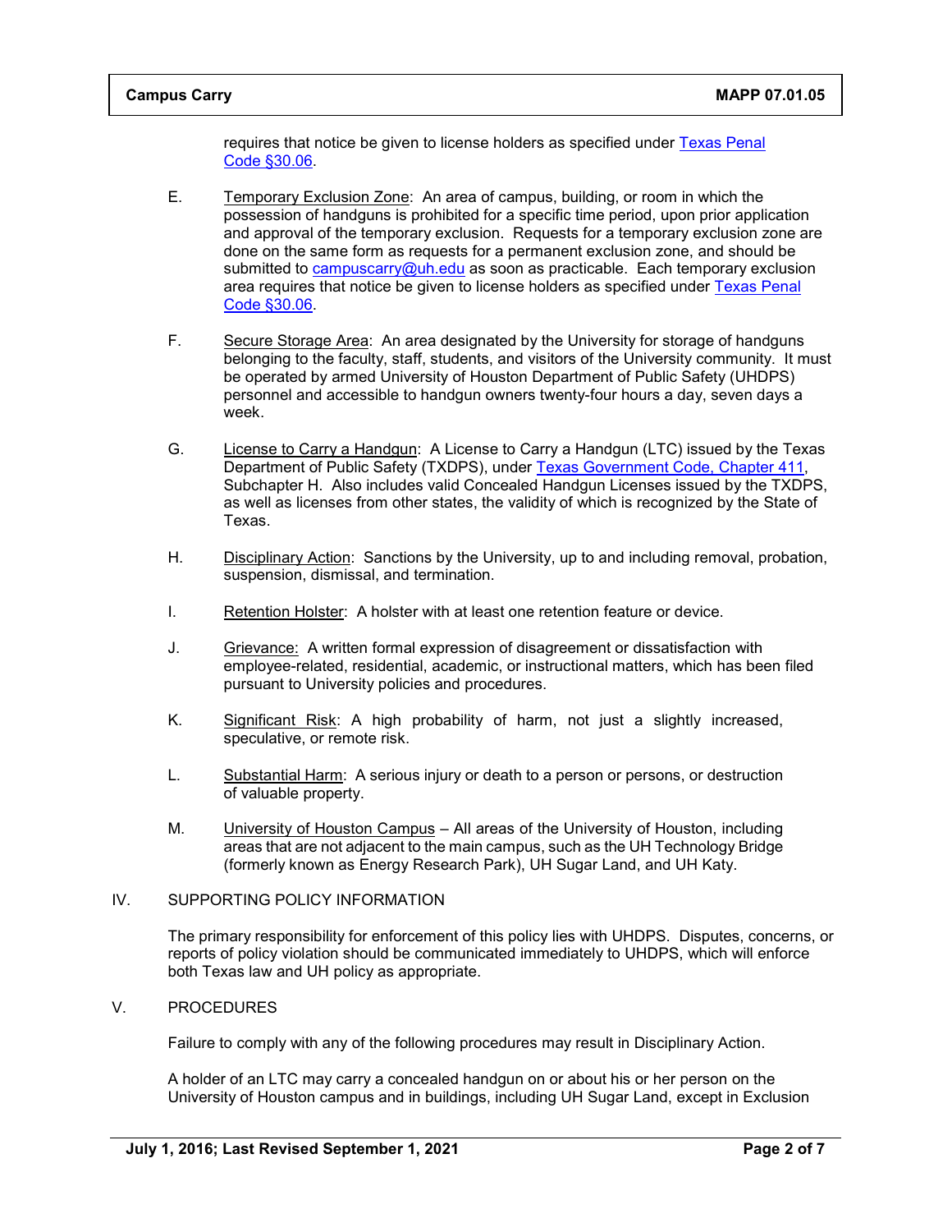requires that notice be given to license holders as specified under [Texas Penal Code §30.06](#).

E. Temporary Exclusion Zone: An area of campus, building, or room in which the possession of handguns is prohibited for a specific time period, upon prior application and approval of the temporary exclusion. Requests for a temporary exclusion zone are done on the same form as requests for a permanent exclusion zone, and should be submitted to campuscarry@uh.edu as soon as practicable. Each temporary exclusion area requires that notice be given to license holders as specified under [Texas Penal Code §30.06](#).

F. Secure Storage Area: An area designated by the University for storage of handguns belonging to the faculty, staff, students, and visitors of the University community. It must be operated by armed University of Houston Department of Public Safety (UHDPS) personnel and accessible to handgun owners twenty-four hours a day, seven days a week.

G. License to Carry a Handgun: A License to Carry a Handgun (LTC) issued by the Texas Department of Public Safety (TXDPS), under [Texas Government Code, Chapter 411](#), Subchapter H. Also includes valid Concealed Handgun Licenses issued by the TXDPS, as well as licenses from other states, the validity of which is recognized by the State of Texas.

H. Disciplinary Action: Sanctions by the University, up to and including removal, probation, suspension, dismissal, and termination.

I. Retention Holster: A holster with at least one retention feature or device.

J. Grievance: A written formal expression of disagreement or dissatisfaction with employee-related, residential, academic, or instructional matters, which has been filed pursuant to University policies and procedures.

K. Significant Risk: A high probability of harm, not just a slightly increased, speculative, or remote risk.

L. Substantial Harm: A serious injury or death to a person or persons, or destruction of valuable property.

M. University of Houston Campus – All areas of the University of Houston, including areas that are not adjacent to the main campus, such as the UH Technology Bridge (formerly known as Energy Research Park), UH Sugar Land, and UH Katy.

## IV. SUPPORTING POLICY INFORMATION

The primary responsibility for enforcement of this policy lies with UHDPS. Disputes, concerns, or reports of policy violation should be communicated immediately to UHDPS, which will enforce both Texas law and UH policy as appropriate.

## V. PROCEDURES

Failure to comply with any of the following procedures may result in Disciplinary Action.

A holder of an LTC may carry a concealed handgun on or about his or her person on the University of Houston campus and in buildings, including UH Sugar Land, except in Exclusion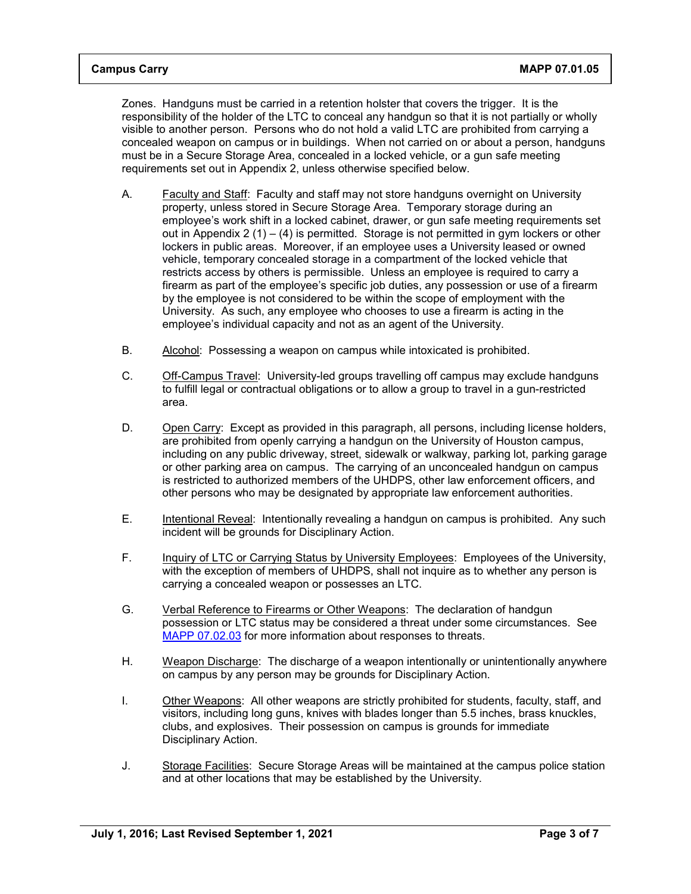Zones. Handguns must be carried in a retention holster that covers the trigger. It is the responsibility of the holder of the LTC to conceal any handgun so that it is not partially or wholly visible to another person. Persons who do not hold a valid LTC are prohibited from carrying a concealed weapon on campus or in buildings. When not carried on or about a person, handguns must be in a Secure Storage Area, concealed in a locked vehicle, or a gun safe meeting requirements set out in Appendix 2, unless otherwise specified below.

A. Faculty and Staff: Faculty and staff may not store handguns overnight on University property, unless stored in Secure Storage Area. Temporary storage during an employee's work shift in a locked cabinet, drawer, or gun safe meeting requirements set out in Appendix 2 (1) – (4) is permitted. Storage is not permitted in gym lockers or other lockers in public areas. Moreover, if an employee uses a University leased or owned vehicle, temporary concealed storage in a compartment of the locked vehicle that restricts access by others is permissible. Unless an employee is required to carry a firearm as part of the employee's specific job duties, any possession or use of a firearm by the employee is not considered to be within the scope of employment with the University. As such, any employee who chooses to use a firearm is acting in the employee's individual capacity and not as an agent of the University.

B. Alcohol: Possessing a weapon on campus while intoxicated is prohibited.

C. Off-Campus Travel: University-led groups travelling off campus may exclude handguns to fulfill legal or contractual obligations or to allow a group to travel in a gun-restricted area.

D. Open Carry: Except as provided in this paragraph, all persons, including license holders, are prohibited from openly carrying a handgun on the University of Houston campus, including on any public driveway, street, sidewalk or walkway, parking lot, parking garage or other parking area on campus. The carrying of an unconcealed handgun on campus is restricted to authorized members of the UHDPS, other law enforcement officers, and other persons who may be designated by appropriate law enforcement authorities.

E. Intentional Reveal: Intentionally revealing a handgun on campus is prohibited. Any such incident will be grounds for Disciplinary Action.

F. Inquiry of LTC or Carrying Status by University Employees: Employees of the University, with the exception of members of UHDPS, shall not inquire as to whether any person is carrying a concealed weapon or possesses an LTC.

G. Verbal Reference to Firearms or Other Weapons: The declaration of handgun possession or LTC status may be considered a threat under some circumstances. See MAPP 07.02.03 for more information about responses to threats.

H. Weapon Discharge: The discharge of a weapon intentionally or unintentionally anywhere on campus by any person may be grounds for Disciplinary Action.

I. Other Weapons: All other weapons are strictly prohibited for students, faculty, staff, and visitors, including long guns, knives with blades longer than 5.5 inches, brass knuckles, clubs, and explosives. Their possession on campus is grounds for immediate Disciplinary Action.

J. Storage Facilities: Secure Storage Areas will be maintained at the campus police station and at other locations that may be established by the University.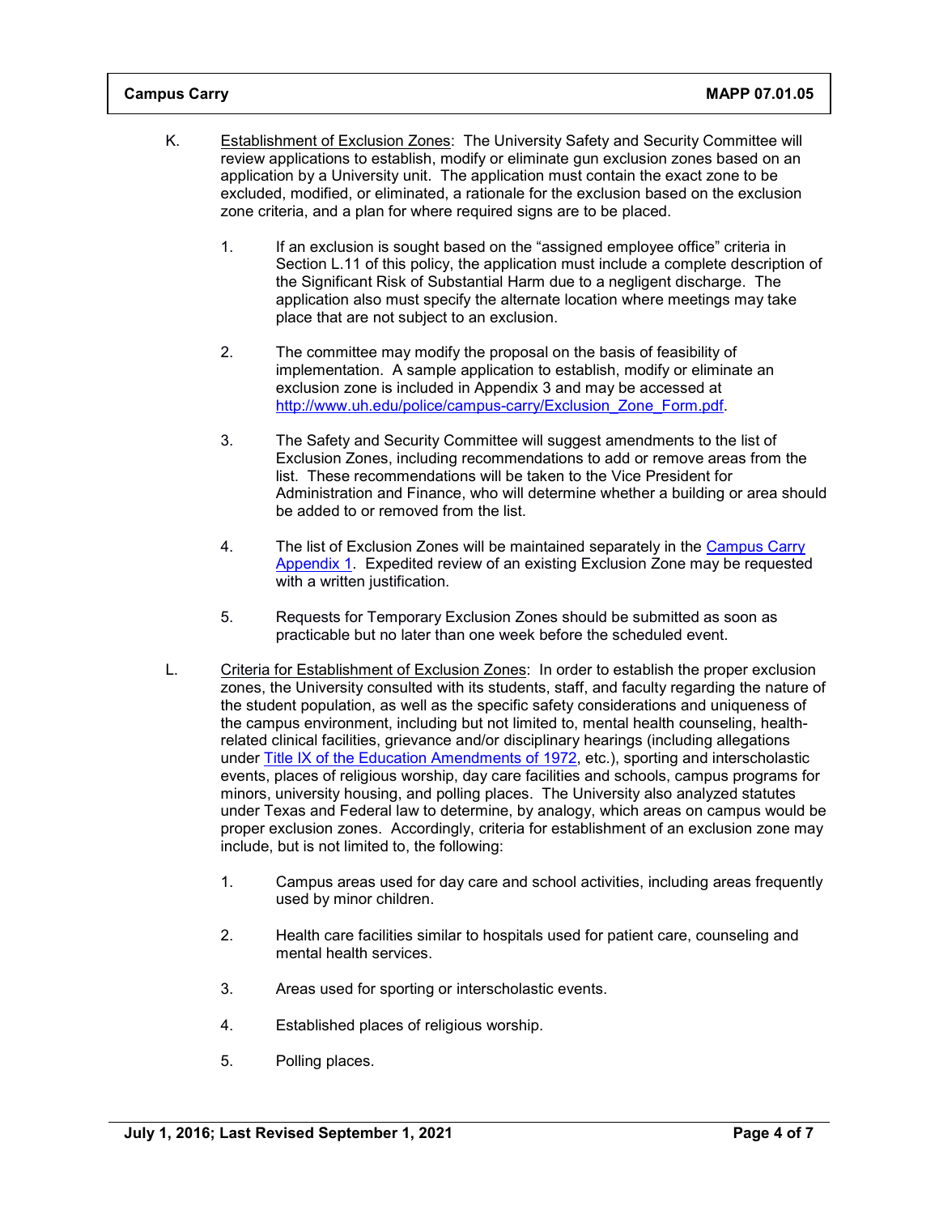K. <u>Establishment of Exclusion Zones</u>: The University Safety and Security Committee will review applications to establish, modify or eliminate gun exclusion zones based on an application by a University unit. The application must contain the exact zone to be excluded, modified, or eliminated, a rationale for the exclusion based on the exclusion zone criteria, and a plan for where required signs are to be placed.

1. If an exclusion is sought based on the “assigned employee office” criteria in Section L.11 of this policy, the application must include a complete description of the Significant Risk of Substantial Harm due to a negligent discharge. The application also must specify the alternate location where meetings may take place that are not subject to an exclusion.

2. The committee may modify the proposal on the basis of feasibility of implementation. A sample application to establish, modify or eliminate an exclusion zone is included in Appendix 3 and may be accessed at [http://www.uh.edu/police/campus-carry/Exclusion_Zone_Form.pdf](http://www.uh.edu/police/campus-carry/Exclusion_Zone_Form.pdf).

3. The Safety and Security Committee will suggest amendments to the list of Exclusion Zones, including recommendations to add or remove areas from the list. These recommendations will be taken to the Vice President for Administration and Finance, who will determine whether a building or area should be added to or removed from the list.

4. The list of Exclusion Zones will be maintained separately in the [Campus Carry Appendix 1](). Expedited review of an existing Exclusion Zone may be requested with a written justification.

5. Requests for Temporary Exclusion Zones should be submitted as soon as practicable but no later than one week before the scheduled event.

L. <u>Criteria for Establishment of Exclusion Zones</u>: In order to establish the proper exclusion zones, the University consulted with its students, staff, and faculty regarding the nature of the student population, as well as the specific safety considerations and uniqueness of the campus environment, including but not limited to, mental health counseling, health-related clinical facilities, grievance and/or disciplinary hearings (including allegations under [Title IX of the Education Amendments of 1972](), etc.), sporting and interscholastic events, places of religious worship, day care facilities and schools, campus programs for minors, university housing, and polling places. The University also analyzed statutes under Texas and Federal law to determine, by analogy, which areas on campus would be proper exclusion zones. Accordingly, criteria for establishment of an exclusion zone may include, but is not limited to, the following:

1. Campus areas used for day care and school activities, including areas frequently used by minor children.

2. Health care facilities similar to hospitals used for patient care, counseling and mental health services.

3. Areas used for sporting or interscholastic events.

4. Established places of religious worship.

5. Polling places.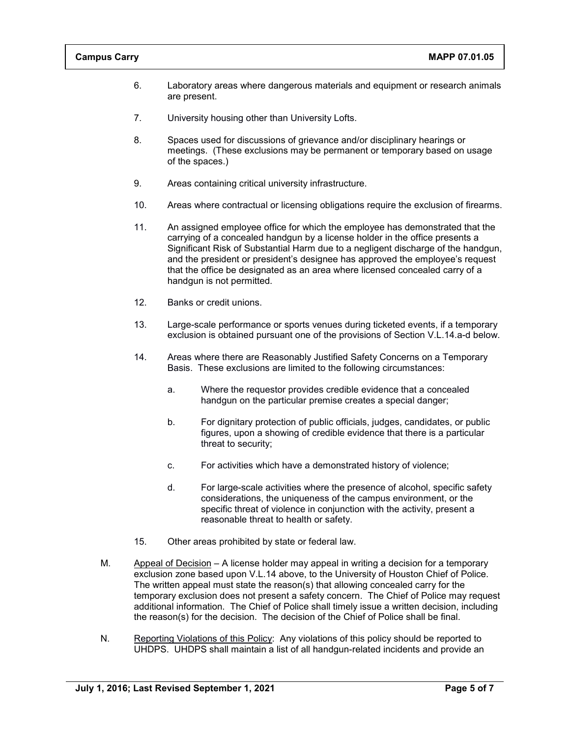6. Laboratory areas where dangerous materials and equipment or research animals are present.

7. University housing other than University Lofts.

8. Spaces used for discussions of grievance and/or disciplinary hearings or meetings. (These exclusions may be permanent or temporary based on usage of the spaces.)

9. Areas containing critical university infrastructure.

10. Areas where contractual or licensing obligations require the exclusion of firearms.

11. An assigned employee office for which the employee has demonstrated that the carrying of a concealed handgun by a license holder in the office presents a Significant Risk of Substantial Harm due to a negligent discharge of the handgun, and the president or president's designee has approved the employee's request that the office be designated as an area where licensed concealed carry of a handgun is not permitted.

12. Banks or credit unions.

13. Large-scale performance or sports venues during ticketed events, if a temporary exclusion is obtained pursuant one of the provisions of Section V.L.14.a-d below.

14. Areas where there are Reasonably Justified Safety Concerns on a Temporary Basis. These exclusions are limited to the following circumstances:

    a. Where the requestor provides credible evidence that a concealed handgun on the particular premise creates a special danger;

    b. For dignitary protection of public officials, judges, candidates, or public figures, upon a showing of credible evidence that there is a particular threat to security;

    c. For activities which have a demonstrated history of violence;

    d. For large-scale activities where the presence of alcohol, specific safety considerations, the uniqueness of the campus environment, or the specific threat of violence in conjunction with the activity, present a reasonable threat to health or safety.

15. Other areas prohibited by state or federal law.

M. Appeal of Decision – A license holder may appeal in writing a decision for a temporary exclusion zone based upon V.L.14 above, to the University of Houston Chief of Police. The written appeal must state the reason(s) that allowing concealed carry for the temporary exclusion does not present a safety concern. The Chief of Police may request additional information. The Chief of Police shall timely issue a written decision, including the reason(s) for the decision. The decision of the Chief of Police shall be final.

N. Reporting Violations of this Policy: Any violations of this policy should be reported to UHDPS. UHDPS shall maintain a list of all handgun-related incidents and provide an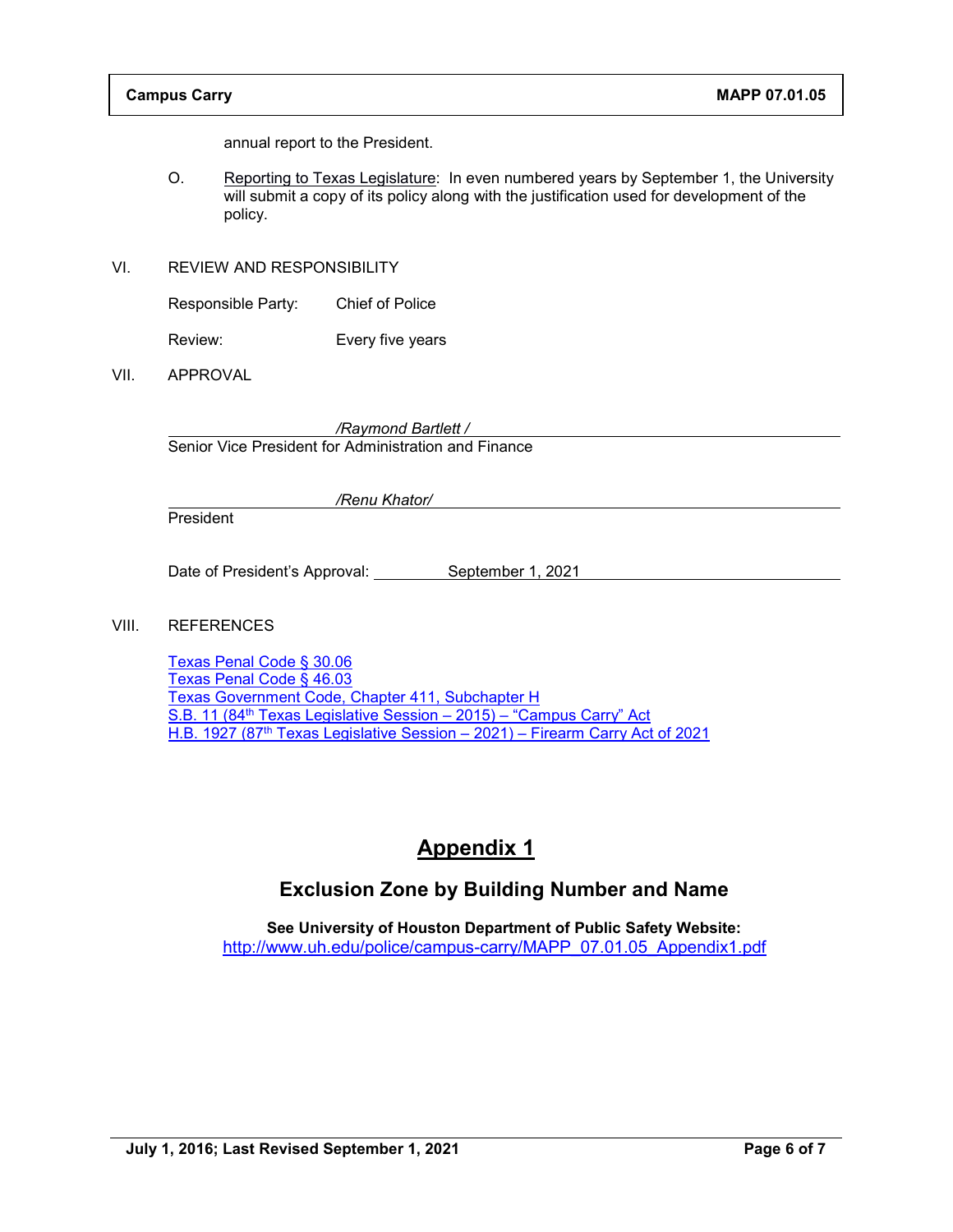annual report to the President.

O. Reporting to Texas Legislature: In even numbered years by September 1, the University will submit a copy of its policy along with the justification used for development of the policy.

VI. REVIEW AND RESPONSIBILITY

Responsible Party: Chief of Police

Review: Every five years

VII. APPROVAL

*/Raymond Bartlett /*
Senior Vice President for Administration and Finance

*/Renu Khator/*
President

Date of President's Approval: September 1, 2021

VIII. REFERENCES

Texas Penal Code § 30.06
Texas Penal Code § 46.03
Texas Government Code, Chapter 411, Subchapter H
S.B. 11 (84th Texas Legislative Session – 2015) – "Campus Carry" Act
H.B. 1927 (87th Texas Legislative Session – 2021) – Firearm Carry Act of 2021

# Appendix 1

## Exclusion Zone by Building Number and Name

**See University of Houston Department of Public Safety Website:**
http://www.uh.edu/police/campus-carry/MAPP_07.01.05_Appendix1.pdf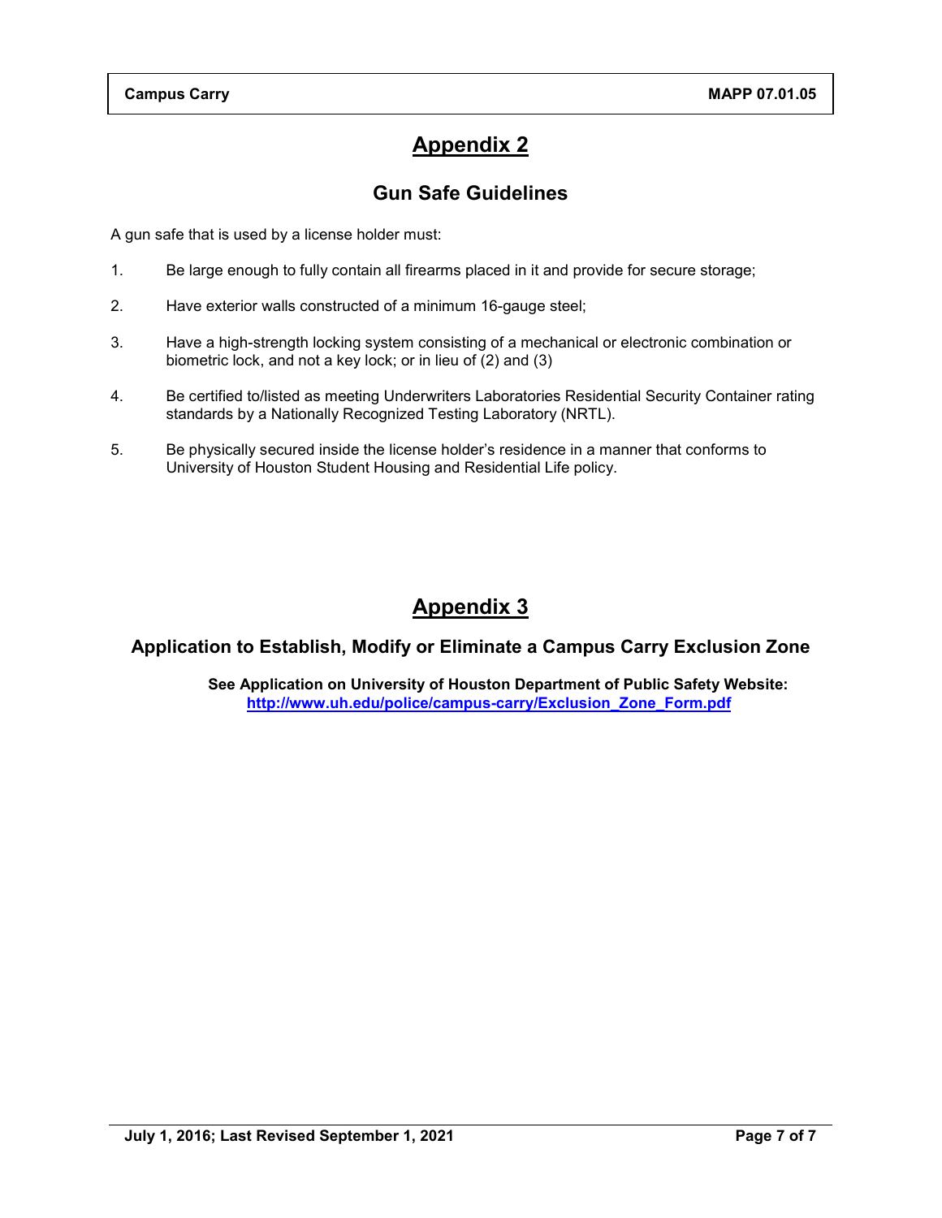# Appendix 2

## Gun Safe Guidelines

A gun safe that is used by a license holder must:

1. Be large enough to fully contain all firearms placed in it and provide for secure storage;

2. Have exterior walls constructed of a minimum 16-gauge steel;

3. Have a high-strength locking system consisting of a mechanical or electronic combination or biometric lock, and not a key lock; or in lieu of (2) and (3)

4. Be certified to/listed as meeting Underwriters Laboratories Residential Security Container rating standards by a Nationally Recognized Testing Laboratory (NRTL).

5. Be physically secured inside the license holder's residence in a manner that conforms to University of Houston Student Housing and Residential Life policy.

# Appendix 3

## Application to Establish, Modify or Eliminate a Campus Carry Exclusion Zone

**See Application on University of Houston Department of Public Safety Website:**
**http://www.uh.edu/police/campus-carry/Exclusion_Zone_Form.pdf**